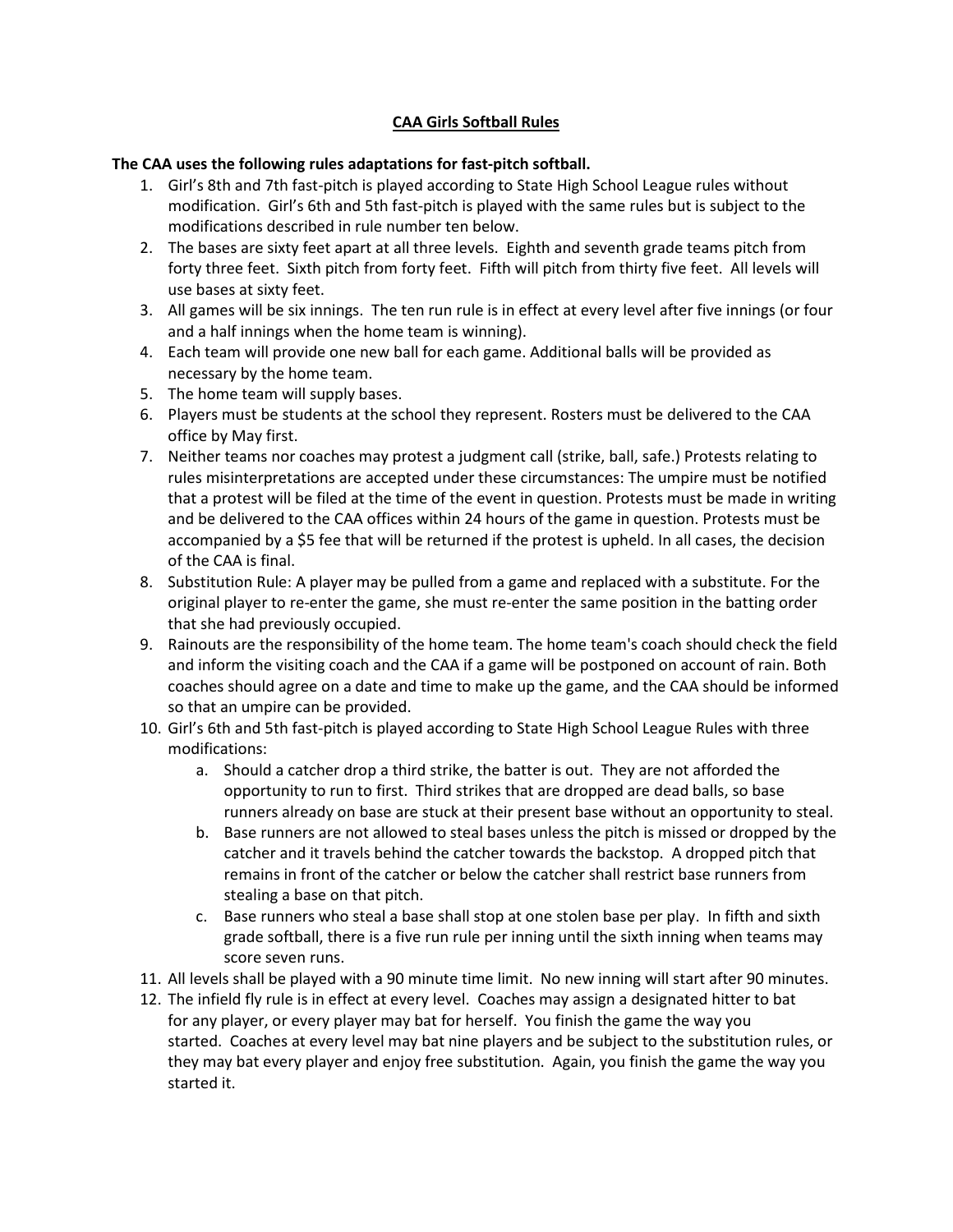# CAA Girls Softball Rules

**The CAA uses the following rules adaptations for fast-pitch softball.**

1. Girl's 8th and 7th fast-pitch is played according to State High School League rules without modification. Girl's 6th and 5th fast-pitch is played with the same rules but is subject to the modifications described in rule number ten below.
2. The bases are sixty feet apart at all three levels. Eighth and seventh grade teams pitch from forty three feet. Sixth pitch from forty feet. Fifth will pitch from thirty five feet. All levels will use bases at sixty feet.
3. All games will be six innings. The ten run rule is in effect at every level after five innings (or four and a half innings when the home team is winning).
4. Each team will provide one new ball for each game. Additional balls will be provided as necessary by the home team.
5. The home team will supply bases.
6. Players must be students at the school they represent. Rosters must be delivered to the CAA office by May first.
7. Neither teams nor coaches may protest a judgment call (strike, ball, safe.) Protests relating to rules misinterpretations are accepted under these circumstances: The umpire must be notified that a protest will be filed at the time of the event in question. Protests must be made in writing and be delivered to the CAA offices within 24 hours of the game in question. Protests must be accompanied by a $5 fee that will be returned if the protest is upheld. In all cases, the decision of the CAA is final.
8. Substitution Rule: A player may be pulled from a game and replaced with a substitute. For the original player to re-enter the game, she must re-enter the same position in the batting order that she had previously occupied.
9. Rainouts are the responsibility of the home team. The home team's coach should check the field and inform the visiting coach and the CAA if a game will be postponed on account of rain. Both coaches should agree on a date and time to make up the game, and the CAA should be informed so that an umpire can be provided.
10. Girl's 6th and 5th fast-pitch is played according to State High School League Rules with three modifications:
    a. Should a catcher drop a third strike, the batter is out. They are not afforded the opportunity to run to first. Third strikes that are dropped are dead balls, so base runners already on base are stuck at their present base without an opportunity to steal.
    b. Base runners are not allowed to steal bases unless the pitch is missed or dropped by the catcher and it travels behind the catcher towards the backstop. A dropped pitch that remains in front of the catcher or below the catcher shall restrict base runners from stealing a base on that pitch.
    c. Base runners who steal a base shall stop at one stolen base per play. In fifth and sixth grade softball, there is a five run rule per inning until the sixth inning when teams may score seven runs.
11. All levels shall be played with a 90 minute time limit. No new inning will start after 90 minutes.
12. The infield fly rule is in effect at every level. Coaches may assign a designated hitter to bat for any player, or every player may bat for herself. You finish the game the way you started. Coaches at every level may bat nine players and be subject to the substitution rules, or they may bat every player and enjoy free substitution. Again, you finish the game the way you started it.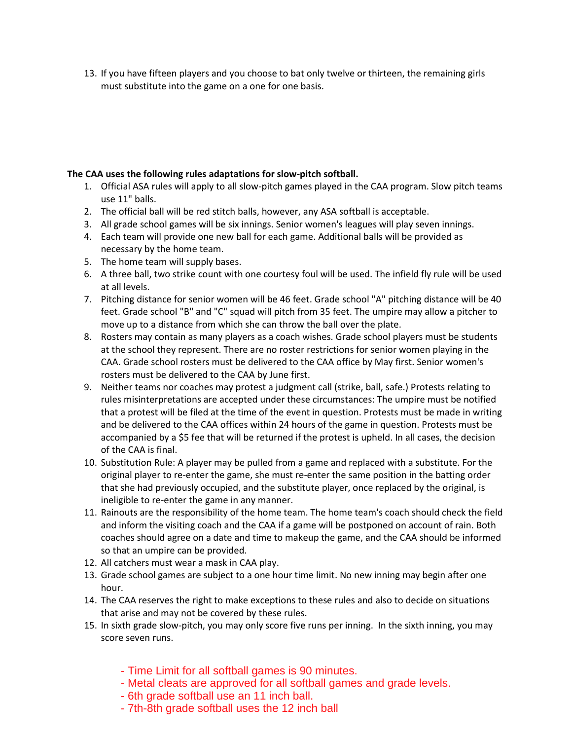13. If you have fifteen players and you choose to bat only twelve or thirteen, the remaining girls must substitute into the game on a one for one basis.

**The CAA uses the following rules adaptations for slow-pitch softball.**

1. Official ASA rules will apply to all slow-pitch games played in the CAA program. Slow pitch teams use 11" balls.
2. The official ball will be red stitch balls, however, any ASA softball is acceptable.
3. All grade school games will be six innings. Senior women's leagues will play seven innings.
4. Each team will provide one new ball for each game. Additional balls will be provided as necessary by the home team.
5. The home team will supply bases.
6. A three ball, two strike count with one courtesy foul will be used. The infield fly rule will be used at all levels.
7. Pitching distance for senior women will be 46 feet. Grade school "A" pitching distance will be 40 feet. Grade school "B" and "C" squad will pitch from 35 feet. The umpire may allow a pitcher to move up to a distance from which she can throw the ball over the plate.
8. Rosters may contain as many players as a coach wishes. Grade school players must be students at the school they represent. There are no roster restrictions for senior women playing in the CAA. Grade school rosters must be delivered to the CAA office by May first. Senior women's rosters must be delivered to the CAA by June first.
9. Neither teams nor coaches may protest a judgment call (strike, ball, safe.) Protests relating to rules misinterpretations are accepted under these circumstances: The umpire must be notified that a protest will be filed at the time of the event in question. Protests must be made in writing and be delivered to the CAA offices within 24 hours of the game in question. Protests must be accompanied by a $5 fee that will be returned if the protest is upheld. In all cases, the decision of the CAA is final.
10. Substitution Rule: A player may be pulled from a game and replaced with a substitute. For the original player to re-enter the game, she must re-enter the same position in the batting order that she had previously occupied, and the substitute player, once replaced by the original, is ineligible to re-enter the game in any manner.
11. Rainouts are the responsibility of the home team. The home team's coach should check the field and inform the visiting coach and the CAA if a game will be postponed on account of rain. Both coaches should agree on a date and time to makeup the game, and the CAA should be informed so that an umpire can be provided.
12. All catchers must wear a mask in CAA play.
13. Grade school games are subject to a one hour time limit. No new inning may begin after one hour.
14. The CAA reserves the right to make exceptions to these rules and also to decide on situations that arise and may not be covered by these rules.
15. In sixth grade slow-pitch, you may only score five runs per inning. In the sixth inning, you may score seven runs.

- Time Limit for all softball games is 90 minutes.
- Metal cleats are approved for all softball games and grade levels.
- 6th grade softball use an 11 inch ball.
- 7th-8th grade softball uses the 12 inch ball